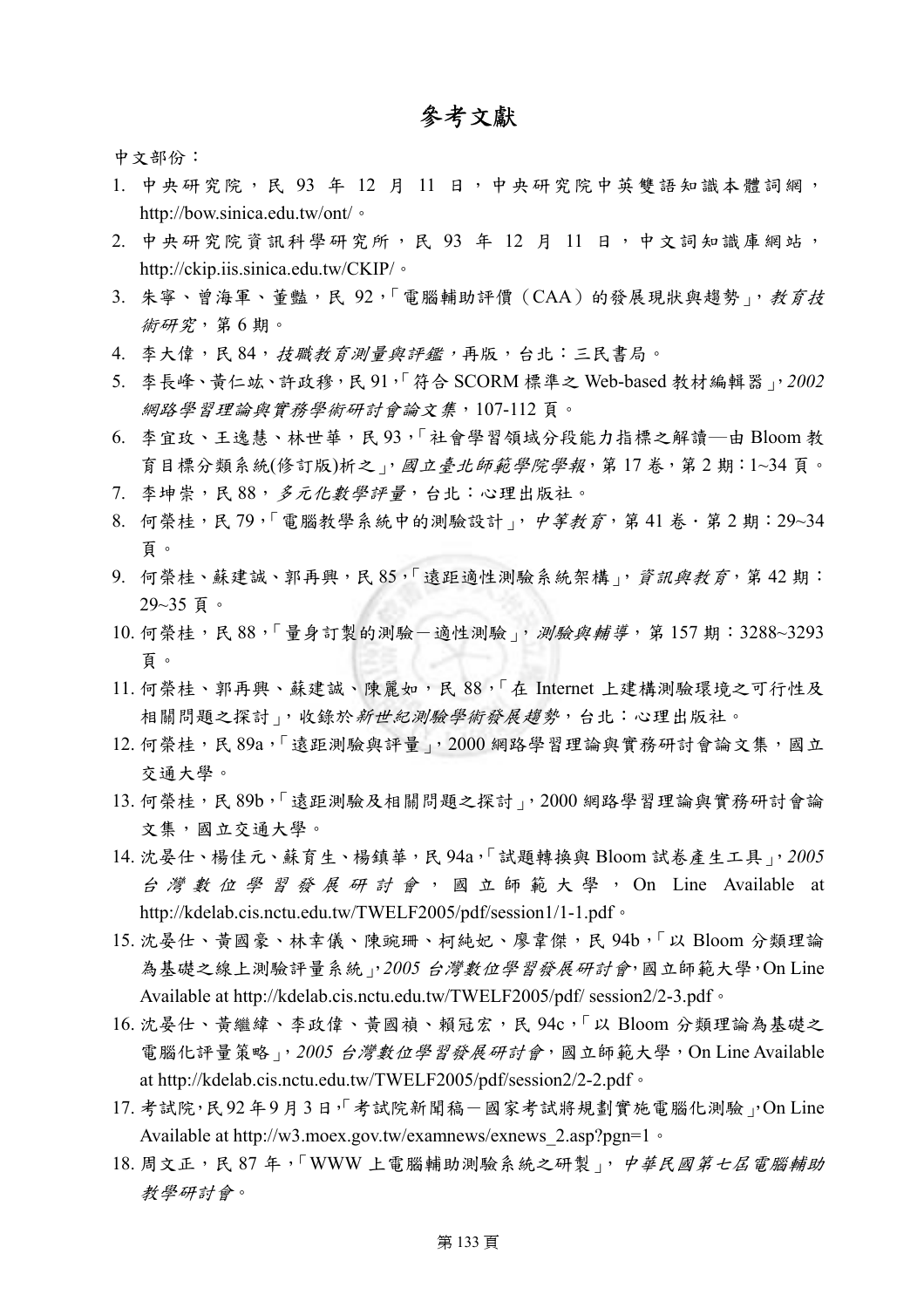# 參考文獻

中文部份：

1. 中央研究院，民 93 年 12 月 11 日，中央研究院中英雙語知識本體詞網，http://bow.sinica.edu.tw/ont/。
2. 中央研究院資訊科學研究所，民 93 年 12 月 11 日，中文詞知識庫網站，http://ckip.iis.sinica.edu.tw/CKIP/。
3. 朱寧、曾海軍、董豔，民 92，「電腦輔助評價（CAA）的發展現狀與趨勢」，*教育技術研究*，第 6 期。
4. 李大偉，民 84，*技職教育測量與評鑑*，再版，台北：三民書局。
5. 李長峰、黃仁竑、許政穆，民 91，「符合 SCORM 標準之 Web-based 教材編輯器」，*2002 網路學習理論與實務學術研討會論文集*，107-112 頁。
6. 李宜玫、王逸慧、林世華，民 93，「社會學習領域分段能力指標之解讀—由 Bloom 教育目標分類系統(修訂版)析之」，*國立臺北師範學院學報*，第 17 卷，第 2 期：1~34 頁。
7. 李坤崇，民 88，*多元化數學評量*，台北：心理出版社。
8. 何榮桂，民 79，「電腦教學系統中的測驗設計」，*中等教育*，第 41 卷，第 2 期：29~34 頁。
9. 何榮桂、蘇建誠、郭再興，民 85，「遠距適性測驗系統架構」，*資訊與教育*，第 42 期：29~35 頁。
10. 何榮桂，民 88，「量身訂製的測驗－適性測驗」，*測驗與輔導*，第 157 期：3288~3293 頁。
11. 何榮桂、郭再興、蘇建誠、陳麗如，民 88，「在 Internet 上建構測驗環境之可行性及相關問題之探討」，收錄於*新世紀測驗學術發展趨勢*，台北：心理出版社。
12. 何榮桂，民 89a，「遠距測驗與評量」，2000 網路學習理論與實務研討會論文集，國立交通大學。
13. 何榮桂，民 89b，「遠距測驗及相關問題之探討」，2000 網路學習理論與實務研討會論文集，國立交通大學。
14. 沈晏仕、楊佳元、蘇育生、楊鎮華，民 94a，「試題轉換與 Bloom 試卷產生工具」，*2005 台灣數位學習發展研討會*，國立師範大學，On Line Available at http://kdelab.cis.nctu.edu.tw/TWELF2005/pdf/session1/1-1.pdf。
15. 沈晏仕、黃國豪、林幸儀、陳琬珊、柯純妃、廖韋傑，民 94b，「以 Bloom 分類理論為基礎之線上測驗評量系統」，*2005 台灣數位學習發展研討會*，國立師範大學，On Line Available at http://kdelab.cis.nctu.edu.tw/TWELF2005/pdf/ session2/2-3.pdf。
16. 沈晏仕、黃繼緯、李政偉、黃國禎、賴冠宏，民 94c，「以 Bloom 分類理論為基礎之電腦化評量策略」，*2005 台灣數位學習發展研討會*，國立師範大學，On Line Available at http://kdelab.cis.nctu.edu.tw/TWELF2005/pdf/session2/2-2.pdf。
17. 考試院，民 92 年 9 月 3 日，「考試院新聞稿－國家考試將規劃實施電腦化測驗」，On Line Available at http://w3.moex.gov.tw/examnews/exnews_2.asp?pgn=1。
18. 周文正，民 87 年，「WWW 上電腦輔助測驗系統之研製」，*中華民國第七屆電腦輔助教學研討會*。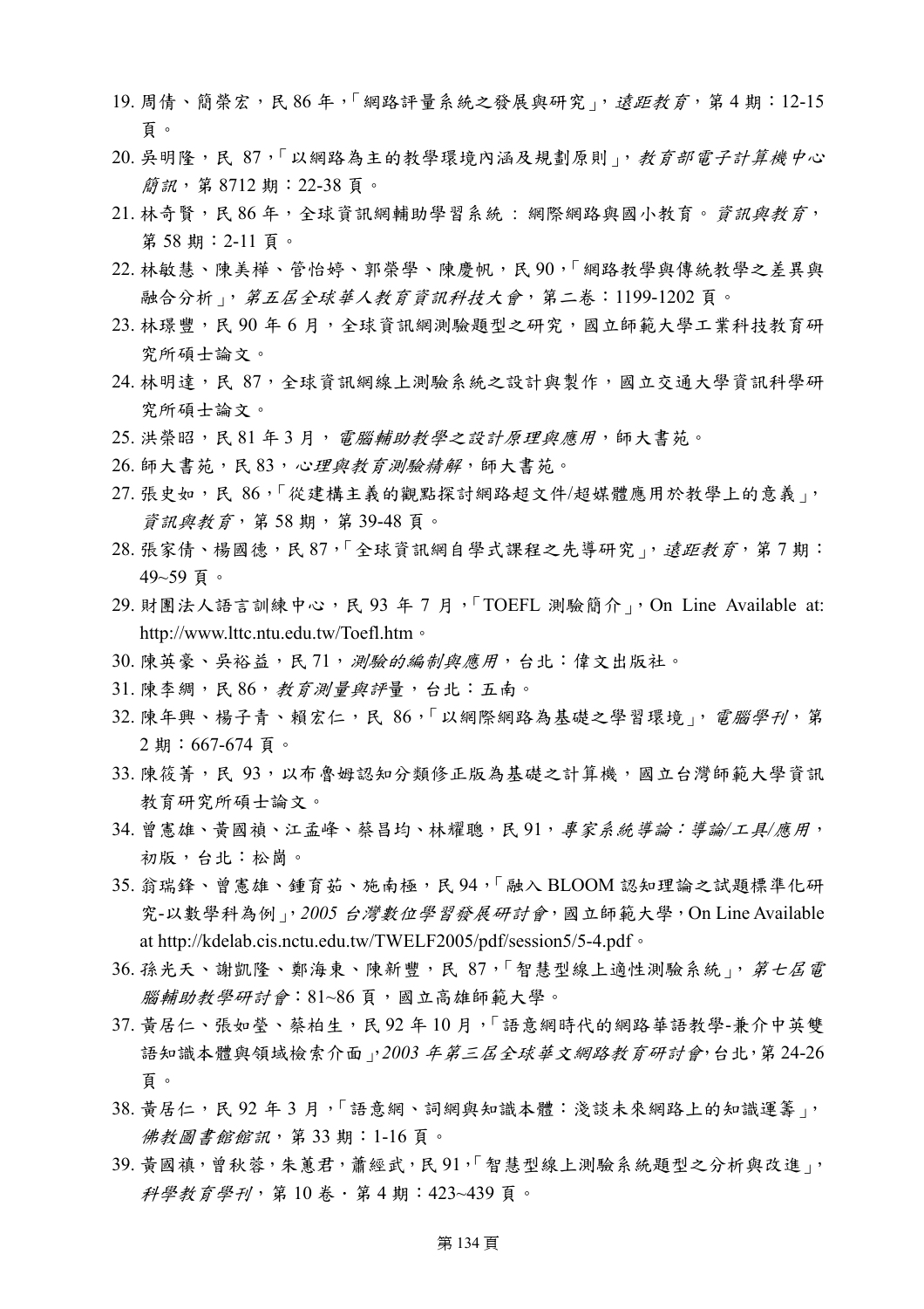19. 周倩、簡榮宏，民 86 年，「網路評量系統之發展與研究」，*遠距教育*，第 4 期：12-15 頁。
20. 吳明隆，民 87，「以網路為主的教學環境內涵及規劃原則」，*教育部電子計算機中心簡訊*，第 8712 期：22-38 頁。
21. 林奇賢，民 86 年，全球資訊網輔助學習系統：網際網路與國小教育。*資訊與教育*，第 58 期：2-11 頁。
22. 林敏慧、陳美樺、管怡婷、郭榮學、陳慶帆，民 90，「網路教學與傳統教學之差異與融合分析」，*第五屆全球華人教育資訊科技大會*，第二卷：1199-1202 頁。
23. 林璟豐，民 90 年 6 月，全球資訊網測驗題型之研究，國立師範大學工業科技教育研究所碩士論文。
24. 林明達，民 87，全球資訊網線上測驗系統之設計與製作，國立交通大學資訊科學研究所碩士論文。
25. 洪榮昭，民 81 年 3 月，*電腦輔助教學之設計原理與應用*，師大書苑。
26. 師大書苑，民 83，*心理與教育測驗精解*，師大書苑。
27. 張史如，民 86，「從建構主義的觀點探討網路超文件/超媒體應用於教學上的意義」，*資訊與教育*，第 58 期，第 39-48 頁。
28. 張家倩、楊國德，民 87，「全球資訊網自學式課程之先導研究」，*遠距教育*，第 7 期：49~59 頁。
29. 財團法人語言訓練中心，民 93 年 7 月，「TOEFL 測驗簡介」，On Line Available at: http://www.lttc.ntu.edu.tw/Toefl.htm。
30. 陳英豪、吳裕益，民 71，*測驗的編制與應用*，台北：偉文出版社。
31. 陳李綢，民 86，*教育測量與評量*，台北：五南。
32. 陳年興、楊子青、賴宏仁，民 86，「以網際網路為基礎之學習環境」，*電腦學刊*，第 2 期：667-674 頁。
33. 陳筱菁，民 93，以布魯姆認知分類修正版為基礎之計算機，國立台灣師範大學資訊教育研究所碩士論文。
34. 曾憲雄、黃國禎、江孟峰、蔡昌均、林耀聰，民 91，*專家系統導論：導論/工具/應用*，初版，台北：松崗。
35. 翁瑞鋒、曾憲雄、鍾育茹、施南極，民 94，「融入 BLOOM 認知理論之試題標準化研究-以數學科為例」，*2005 台灣數位學習發展研討會*，國立師範大學，On Line Available at http://kdelab.cis.nctu.edu.tw/TWELF2005/pdf/session5/5-4.pdf。
36. 孫光天、謝凱隆、鄭海東、陳新豐，民 87，「智慧型線上適性測驗系統」，*第七屆電腦輔助教學研討會*：81~86 頁，國立高雄師範大學。
37. 黃居仁、張如瑩、蔡柏生，民 92 年 10 月，「語意網時代的網路華語教學-兼介中英雙語知識本體與領域檢索介面」，*2003 年第三屆全球華文網路教育研討會*，台北，第 24-26 頁。
38. 黃居仁，民 92 年 3 月，「語意網、詞網與知識本體：淺談未來網路上的知識運籌」，*佛教圖書館館訊*，第 33 期：1-16 頁。
39. 黃國禎，曾秋蓉，朱蕙君，蕭經武，民 91，「智慧型線上測驗系統題型之分析與改進」，*科學教育學刊*，第 10 卷．第 4 期：423~439 頁。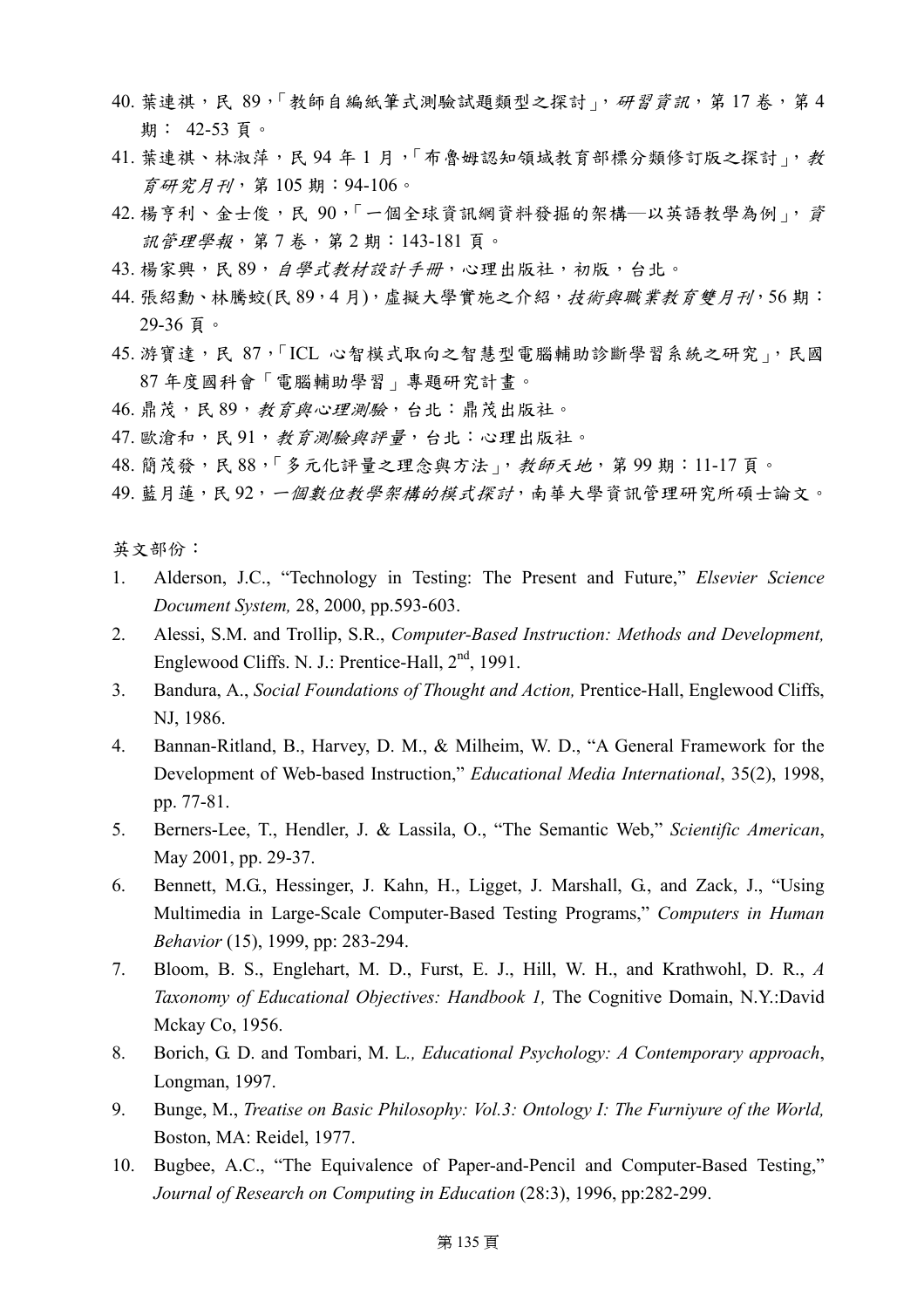40. 葉連祺，民 89，「教師自編紙筆式測驗試題類型之探討」，*研習資訊*，第 17 卷，第 4 期： 42-53 頁。
41. 葉連祺、林淑萍，民 94 年 1 月，「布魯姆認知領域教育部標分類修訂版之探討」，*教育研究月刊*，第 105 期：94-106。
42. 楊亨利、金士俊，民 90，「一個全球資訊網資料發掘的架構—以英語教學為例」，*資訊管理學報*，第 7 卷，第 2 期：143-181 頁。
43. 楊家興，民 89，*自學式教材設計手冊*，心理出版社，初版，台北。
44. 張紹勳、林騰蛟(民 89，4 月)，虛擬大學實施之介紹，*技術與職業教育雙月刊*，56 期：29-36 頁。
45. 游寶達，民 87，「ICL 心智模式取向之智慧型電腦輔助診斷學習系統之研究」，民國 87 年度國科會「電腦輔助學習」專題研究計畫。
46. 鼎茂，民 89，*教育與心理測驗*，台北：鼎茂出版社。
47. 歐滄和，民 91，*教育測驗與評量*，台北：心理出版社。
48. 簡茂發，民 88，「多元化評量之理念與方法」，*教師天地*，第 99 期：11-17 頁。
49. 藍月蓮，民 92，*一個數位教學架構的模式探討*，南華大學資訊管理研究所碩士論文。

英文部份：

1. Alderson, J.C., "Technology in Testing: The Present and Future," *Elsevier Science Document System,* 28, 2000, pp.593-603.
2. Alessi, S.M. and Trollip, S.R., *Computer-Based Instruction: Methods and Development,* Englewood Cliffs. N. J.: Prentice-Hall, 2nd, 1991.
3. Bandura, A., *Social Foundations of Thought and Action,* Prentice-Hall, Englewood Cliffs, NJ, 1986.
4. Bannan-Ritland, B., Harvey, D. M., & Milheim, W. D., "A General Framework for the Development of Web-based Instruction," *Educational Media International*, 35(2), 1998, pp. 77-81.
5. Berners-Lee, T., Hendler, J. & Lassila, O., "The Semantic Web," *Scientific American*, May 2001, pp. 29-37.
6. Bennett, M.G., Hessinger, J. Kahn, H., Ligget, J. Marshall, G., and Zack, J., "Using Multimedia in Large-Scale Computer-Based Testing Programs," *Computers in Human Behavior* (15), 1999, pp: 283-294.
7. Bloom, B. S., Englehart, M. D., Furst, E. J., Hill, W. H., and Krathwohl, D. R., *A Taxonomy of Educational Objectives: Handbook 1,* The Cognitive Domain, N.Y.:David Mckay Co, 1956.
8. Borich, G. D. and Tombari, M. L.*, Educational Psychology: A Contemporary approach*, Longman, 1997.
9. Bunge, M., *Treatise on Basic Philosophy: Vol.3: Ontology I: The Furniyure of the World,* Boston, MA: Reidel, 1977.
10. Bugbee, A.C., "The Equivalence of Paper-and-Pencil and Computer-Based Testing," *Journal of Research on Computing in Education* (28:3), 1996, pp:282-299.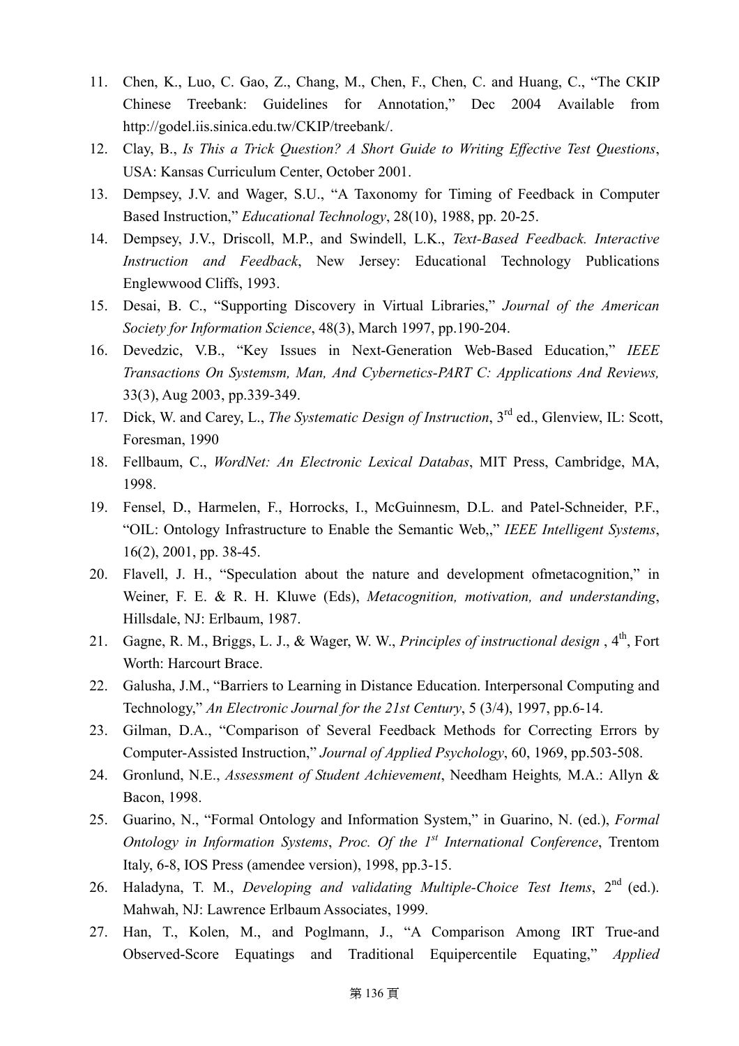11. Chen, K., Luo, C. Gao, Z., Chang, M., Chen, F., Chen, C. and Huang, C., "The CKIP Chinese Treebank: Guidelines for Annotation," Dec 2004 Available from http://godel.iis.sinica.edu.tw/CKIP/treebank/.
12. Clay, B., *Is This a Trick Question? A Short Guide to Writing Effective Test Questions*, USA: Kansas Curriculum Center, October 2001.
13. Dempsey, J.V. and Wager, S.U., "A Taxonomy for Timing of Feedback in Computer Based Instruction," *Educational Technology*, 28(10), 1988, pp. 20-25.
14. Dempsey, J.V., Driscoll, M.P., and Swindell, L.K., *Text-Based Feedback. Interactive Instruction and Feedback*, New Jersey: Educational Technology Publications Englewwood Cliffs, 1993.
15. Desai, B. C., "Supporting Discovery in Virtual Libraries," *Journal of the American Society for Information Science*, 48(3), March 1997, pp.190-204.
16. Devedzic, V.B., "Key Issues in Next-Generation Web-Based Education," *IEEE Transactions On Systemsm, Man, And Cybernetics-PART C: Applications And Reviews,* 33(3), Aug 2003, pp.339-349.
17. Dick, W. and Carey, L., *The Systematic Design of Instruction*, 3rd ed., Glenview, IL: Scott, Foresman, 1990
18. Fellbaum, C., *WordNet: An Electronic Lexical Databas*, MIT Press, Cambridge, MA, 1998.
19. Fensel, D., Harmelen, F., Horrocks, I., McGuinnesm, D.L. and Patel-Schneider, P.F., "OIL: Ontology Infrastructure to Enable the Semantic Web,," *IEEE Intelligent Systems*, 16(2), 2001, pp. 38-45.
20. Flavell, J. H., "Speculation about the nature and development ofmetacognition," in Weiner, F. E. & R. H. Kluwe (Eds), *Metacognition, motivation, and understanding*, Hillsdale, NJ: Erlbaum, 1987.
21. Gagne, R. M., Briggs, L. J., & Wager, W. W., *Principles of instructional design* , 4th, Fort Worth: Harcourt Brace.
22. Galusha, J.M., "Barriers to Learning in Distance Education. Interpersonal Computing and Technology," *An Electronic Journal for the 21st Century*, 5 (3/4), 1997, pp.6-14.
23. Gilman, D.A., "Comparison of Several Feedback Methods for Correcting Errors by Computer-Assisted Instruction," *Journal of Applied Psychology*, 60, 1969, pp.503-508.
24. Gronlund, N.E., *Assessment of Student Achievement*, Needham Heights*,* M.A.: Allyn & Bacon, 1998.
25. Guarino, N., "Formal Ontology and Information System," in Guarino, N. (ed.), *Formal Ontology in Information Systems*, *Proc. Of the 1st International Conference*, Trentom Italy, 6-8, IOS Press (amendee version), 1998, pp.3-15.
26. Haladyna, T. M., *Developing and validating Multiple-Choice Test Items*, 2nd (ed.). Mahwah, NJ: Lawrence Erlbaum Associates, 1999.
27. Han, T., Kolen, M., and Poglmann, J., "A Comparison Among IRT True-and Observed-Score Equatings and Traditional Equipercentile Equating," *Applied*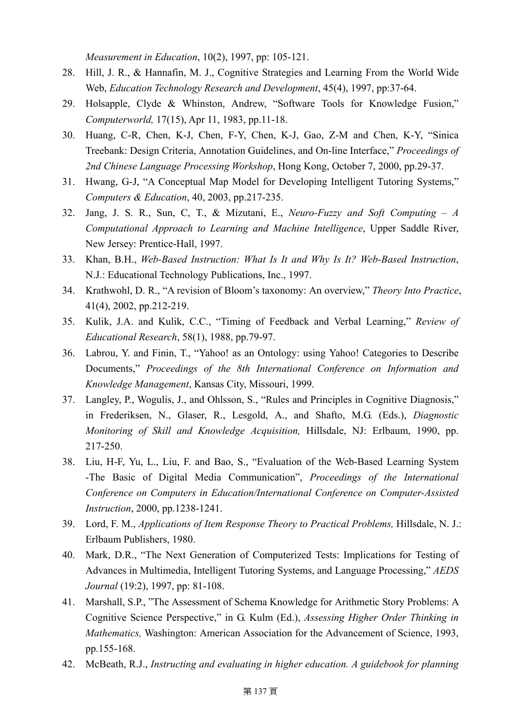*Measurement in Education*, 10(2), 1997, pp: 105-121.

28. Hill, J. R., & Hannafin, M. J., Cognitive Strategies and Learning From the World Wide Web, *Education Technology Research and Development*, 45(4), 1997, pp:37-64.
29. Holsapple, Clyde & Whinston, Andrew, "Software Tools for Knowledge Fusion," *Computerworld,* 17(15), Apr 11, 1983, pp.11-18.
30. Huang, C-R, Chen, K-J, Chen, F-Y, Chen, K-J, Gao, Z-M and Chen, K-Y, "Sinica Treebank: Design Criteria, Annotation Guidelines, and On-line Interface," *Proceedings of 2nd Chinese Language Processing Workshop*, Hong Kong, October 7, 2000, pp.29-37.
31. Hwang, G-J, "A Conceptual Map Model for Developing Intelligent Tutoring Systems," *Computers & Education*, 40, 2003, pp.217-235.
32. Jang, J. S. R., Sun, C, T., & Mizutani, E., *Neuro-Fuzzy and Soft Computing – A Computational Approach to Learning and Machine Intelligence*, Upper Saddle River, New Jersey: Prentice-Hall, 1997.
33. Khan, B.H., *Web-Based Instruction: What Is It and Why Is It? Web-Based Instruction*, N.J.: Educational Technology Publications, Inc., 1997.
34. Krathwohl, D. R., "A revision of Bloom's taxonomy: An overview," *Theory Into Practice*, 41(4), 2002, pp.212-219.
35. Kulik, J.A. and Kulik, C.C., "Timing of Feedback and Verbal Learning," *Review of Educational Research*, 58(1), 1988, pp.79-97.
36. Labrou, Y. and Finin, T., "Yahoo! as an Ontology: using Yahoo! Categories to Describe Documents," *Proceedings of the 8th International Conference on Information and Knowledge Management*, Kansas City, Missouri, 1999.
37. Langley, P., Wogulis, J., and Ohlsson, S., "Rules and Principles in Cognitive Diagnosis," in Frederiksen, N., Glaser, R., Lesgold, A., and Shafto, M.G. (Eds.), *Diagnostic Monitoring of Skill and Knowledge Acquisition,* Hillsdale, NJ: Erlbaum, 1990, pp. 217-250.
38. Liu, H-F, Yu, L., Liu, F. and Bao, S., "Evaluation of the Web-Based Learning System -The Basic of Digital Media Communication", *Proceedings of the International Conference on Computers in Education/International Conference on Computer-Assisted Instruction*, 2000, pp.1238-1241.
39. Lord, F. M., *Applications of Item Response Theory to Practical Problems,* Hillsdale, N. J.: Erlbaum Publishers, 1980.
40. Mark, D.R., "The Next Generation of Computerized Tests: Implications for Testing of Advances in Multimedia, Intelligent Tutoring Systems, and Language Processing," *AEDS Journal* (19:2), 1997, pp: 81-108.
41. Marshall, S.P., "The Assessment of Schema Knowledge for Arithmetic Story Problems: A Cognitive Science Perspective," in G. Kulm (Ed.), *Assessing Higher Order Thinking in Mathematics,* Washington: American Association for the Advancement of Science, 1993, pp.155-168.
42. McBeath, R.J., *Instructing and evaluating in higher education. A guidebook for planning*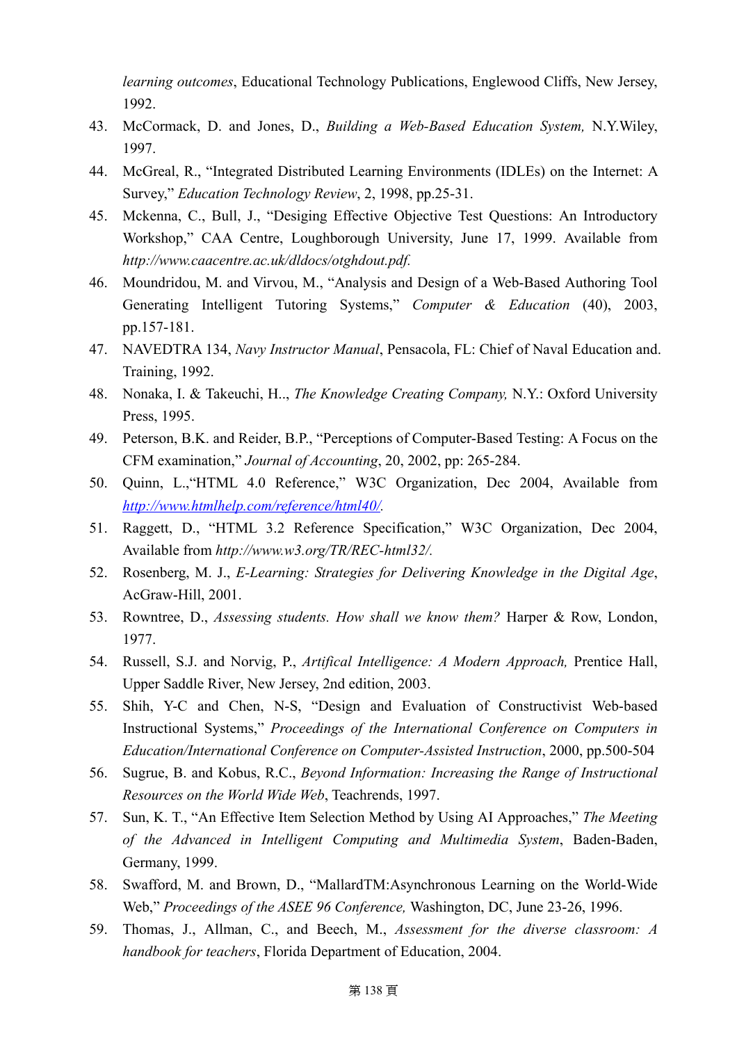*learning outcomes*, Educational Technology Publications, Englewood Cliffs, New Jersey, 1992.

43. McCormack, D. and Jones, D., *Building a Web-Based Education System,* N.Y.Wiley, 1997.
44. McGreal, R., "Integrated Distributed Learning Environments (IDLEs) on the Internet: A Survey," *Education Technology Review*, 2, 1998, pp.25-31.
45. Mckenna, C., Bull, J., "Desiging Effective Objective Test Questions: An Introductory Workshop," CAA Centre, Loughborough University, June 17, 1999. Available from *http://www.caacentre.ac.uk/dldocs/otghdout.pdf.*
46. Moundridou, M. and Virvou, M., "Analysis and Design of a Web-Based Authoring Tool Generating Intelligent Tutoring Systems," *Computer & Education* (40), 2003, pp.157-181.
47. NAVEDTRA 134, *Navy Instructor Manual*, Pensacola, FL: Chief of Naval Education and. Training, 1992.
48. Nonaka, I. & Takeuchi, H.., *The Knowledge Creating Company,* N.Y.: Oxford University Press, 1995.
49. Peterson, B.K. and Reider, B.P., "Perceptions of Computer-Based Testing: A Focus on the CFM examination," *Journal of Accounting*, 20, 2002, pp: 265-284.
50. Quinn, L.,"HTML 4.0 Reference," W3C Organization, Dec 2004, Available from *http://www.htmlhelp.com/reference/html40/.*
51. Raggett, D., "HTML 3.2 Reference Specification," W3C Organization, Dec 2004, Available from *http://www.w3.org/TR/REC-html32/.*
52. Rosenberg, M. J., *E-Learning: Strategies for Delivering Knowledge in the Digital Age*, AcGraw-Hill, 2001.
53. Rowntree, D., *Assessing students. How shall we know them?* Harper & Row, London, 1977.
54. Russell, S.J. and Norvig, P., *Artifical Intelligence: A Modern Approach,* Prentice Hall, Upper Saddle River, New Jersey, 2nd edition, 2003.
55. Shih, Y-C and Chen, N-S, "Design and Evaluation of Constructivist Web-based Instructional Systems," *Proceedings of the International Conference on Computers in Education/International Conference on Computer-Assisted Instruction*, 2000, pp.500-504
56. Sugrue, B. and Kobus, R.C., *Beyond Information: Increasing the Range of Instructional Resources on the World Wide Web*, Teachrends, 1997.
57. Sun, K. T., "An Effective Item Selection Method by Using AI Approaches," *The Meeting of the Advanced in Intelligent Computing and Multimedia System*, Baden-Baden, Germany, 1999.
58. Swafford, M. and Brown, D., "MallardTM:Asynchronous Learning on the World-Wide Web," *Proceedings of the ASEE 96 Conference,* Washington, DC, June 23-26, 1996.
59. Thomas, J., Allman, C., and Beech, M., *Assessment for the diverse classroom: A handbook for teachers*, Florida Department of Education, 2004.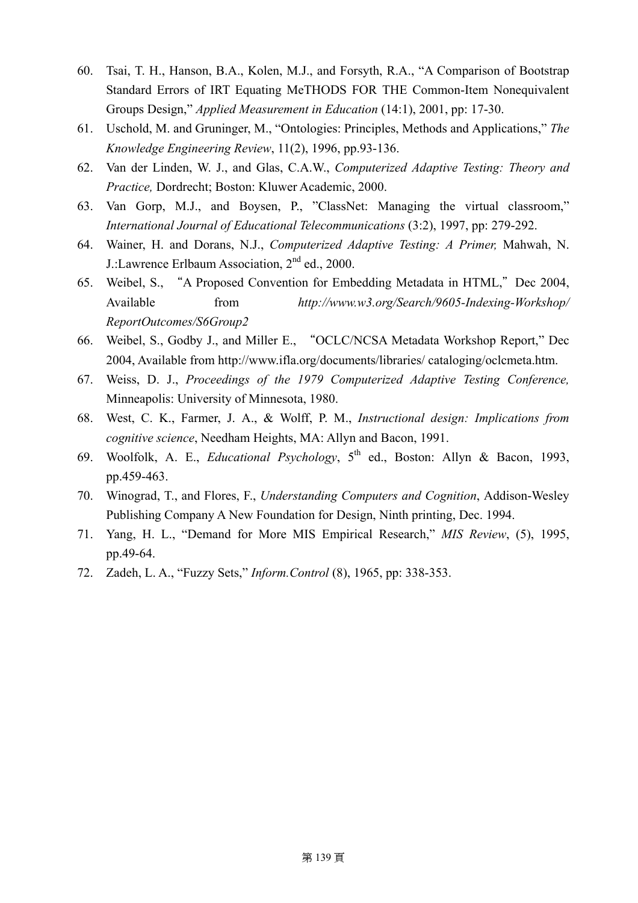60. Tsai, T. H., Hanson, B.A., Kolen, M.J., and Forsyth, R.A., "A Comparison of Bootstrap Standard Errors of IRT Equating MeTHODS FOR THE Common-Item Nonequivalent Groups Design," *Applied Measurement in Education* (14:1), 2001, pp: 17-30.
61. Uschold, M. and Gruninger, M., "Ontologies: Principles, Methods and Applications," *The Knowledge Engineering Review*, 11(2), 1996, pp.93-136.
62. Van der Linden, W. J., and Glas, C.A.W., *Computerized Adaptive Testing: Theory and Practice,* Dordrecht; Boston: Kluwer Academic, 2000.
63. Van Gorp, M.J., and Boysen, P., "ClassNet: Managing the virtual classroom," *International Journal of Educational Telecommunications* (3:2), 1997, pp: 279-292.
64. Wainer, H. and Dorans, N.J., *Computerized Adaptive Testing: A Primer,* Mahwah, N. J.:Lawrence Erlbaum Association, 2nd ed., 2000.
65. Weibel, S., "A Proposed Convention for Embedding Metadata in HTML," Dec 2004, Available from *http://www.w3.org/Search/9605-Indexing-Workshop/ReportOutcomes/S6Group2*
66. Weibel, S., Godby J., and Miller E., "OCLC/NCSA Metadata Workshop Report," Dec 2004, Available from http://www.ifla.org/documents/libraries/ cataloging/oclcmeta.htm.
67. Weiss, D. J., *Proceedings of the 1979 Computerized Adaptive Testing Conference,* Minneapolis: University of Minnesota, 1980.
68. West, C. K., Farmer, J. A., & Wolff, P. M., *Instructional design: Implications from cognitive science*, Needham Heights, MA: Allyn and Bacon, 1991.
69. Woolfolk, A. E., *Educational Psychology*, 5th ed., Boston: Allyn & Bacon, 1993, pp.459-463.
70. Winograd, T., and Flores, F., *Understanding Computers and Cognition*, Addison-Wesley Publishing Company A New Foundation for Design, Ninth printing, Dec. 1994.
71. Yang, H. L., "Demand for More MIS Empirical Research," *MIS Review*, (5), 1995, pp.49-64.
72. Zadeh, L. A., "Fuzzy Sets," *Inform.Control* (8), 1965, pp: 338-353.